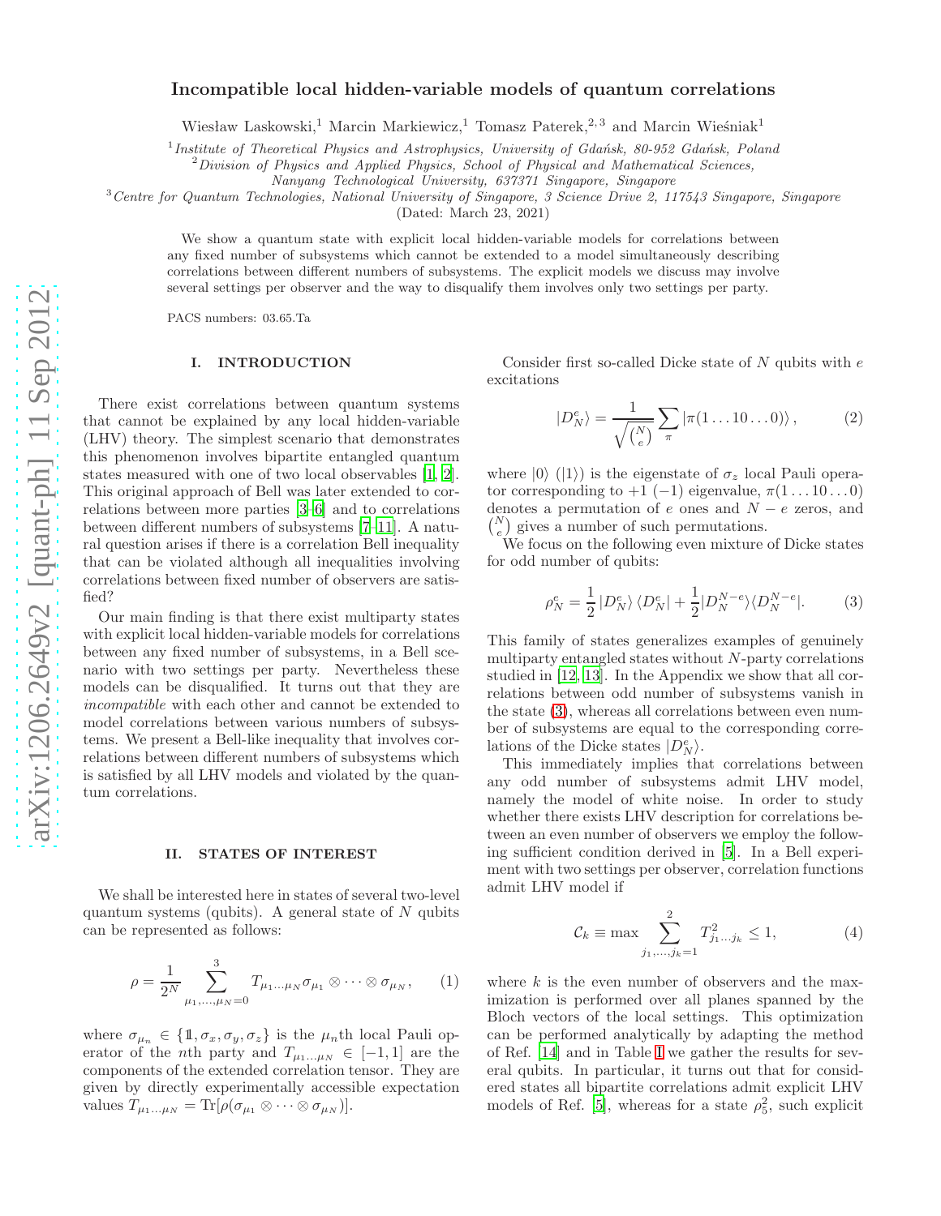# Incompatible local hidden-variable models of quantum correlations

Wiesław Laskowski,[1] Marcin Markiewicz,[1] Tomasz Paterek,[2,3] and Marcin Wieśniak[1]

[1] *Institute of Theoretical Physics and Astrophysics, University of Gdańsk, 80-952 Gdańsk, Poland*
[2] *Division of Physics and Applied Physics, School of Physical and Mathematical Sciences, Nanyang Technological University, 637371 Singapore, Singapore*
[3] *Centre for Quantum Technologies, National University of Singapore, 3 Science Drive 2, 117543 Singapore, Singapore*

(Dated: March 23, 2021)

We show a quantum state with explicit local hidden-variable models for correlations between any fixed number of subsystems which cannot be extended to a model simultaneously describing correlations between different numbers of subsystems. The explicit models we discuss may involve several settings per observer and the way to disqualify them involves only two settings per party.

PACS numbers: 03.65.Ta

## I. INTRODUCTION

There exist correlations between quantum systems that cannot be explained by any local hidden-variable (LHV) theory. The simplest scenario that demonstrates this phenomenon involves bipartite entangled quantum states measured with one of two local observables [1, 2]. This original approach of Bell was later extended to correlations between more parties [3–6] and to correlations between different numbers of subsystems [7–11]. A natural question arises if there is a correlation Bell inequality that can be violated although all inequalities involving correlations between fixed number of observers are satisfied?

Our main finding is that there exist multiparty states with explicit local hidden-variable models for correlations between any fixed number of subsystems, in a Bell scenario with two settings per party. Nevertheless these models can be disqualified. It turns out that they are *incompatible* with each other and cannot be extended to model correlations between various numbers of subsystems. We present a Bell-like inequality that involves correlations between different numbers of subsystems which is satisfied by all LHV models and violated by the quantum correlations.

## II. STATES OF INTEREST

We shall be interested here in states of several two-level quantum systems (qubits). A general state of $N$ qubits can be represented as follows:

$$\rho = \frac{1}{2^N} \sum_{\mu_1,\dots,\mu_N=0}^{3} T_{\mu_1\dots\mu_N} \sigma_{\mu_1} \otimes \dots \otimes \sigma_{\mu_N}, \qquad (1)$$

where $\sigma_{\mu_n} \in \{\mathbb{1}, \sigma_x, \sigma_y, \sigma_z\}$ is the $\mu_n$th local Pauli operator of the $n$th party and $T_{\mu_1\dots\mu_N} \in [-1, 1]$ are the components of the extended correlation tensor. They are given by directly experimentally accessible expectation values $T_{\mu_1\dots\mu_N} = \mathrm{Tr}[\rho(\sigma_{\mu_1} \otimes \dots \otimes \sigma_{\mu_N})]$.

Consider first so-called Dicke state of $N$ qubits with $e$ excitations

$$|D_N^e\rangle = \frac{1}{\sqrt{\binom{N}{e}}} \sum_{\pi} |\pi(1\dots10\dots0)\rangle, \qquad (2)$$

where $|0\rangle$ ($|1\rangle$) is the eigenstate of $\sigma_z$ local Pauli operator corresponding to $+1$ ($-1$) eigenvalue, $\pi(1\dots10\dots0)$ denotes a permutation of $e$ ones and $N-e$ zeros, and $\binom{N}{e}$ gives a number of such permutations.

We focus on the following even mixture of Dicke states for odd number of qubits:

$$\rho_N^e = \frac{1}{2} |D_N^e\rangle\langle D_N^e| + \frac{1}{2} |D_N^{N-e}\rangle\langle D_N^{N-e}|. \qquad (3)$$

This family of states generalizes examples of genuinely multiparty entangled states without $N$-party correlations studied in [12, 13]. In the Appendix we show that all correlations between odd number of subsystems vanish in the state (3), whereas all correlations between even number of subsystems are equal to the corresponding correlations of the Dicke states $|D_N^e\rangle$.

This immediately implies that correlations between any odd number of subsystems admit LHV model, namely the model of white noise. In order to study whether there exists LHV description for correlations between an even number of observers we employ the following sufficient condition derived in [5]. In a Bell experiment with two settings per observer, correlation functions admit LHV model if

$$\mathcal{C}_k \equiv \max \sum_{j_1,\dots,j_k=1}^{2} T_{j_1\dots j_k}^2 \le 1, \qquad (4)$$

where $k$ is the even number of observers and the maximization is performed over all planes spanned by the Bloch vectors of the local settings. This optimization can be performed analytically by adapting the method of Ref. [14] and in Table I we gather the results for several qubits. In particular, it turns out that for considered states all bipartite correlations admit explicit LHV models of Ref. [5], whereas for a state $\rho_5^2$, such explicit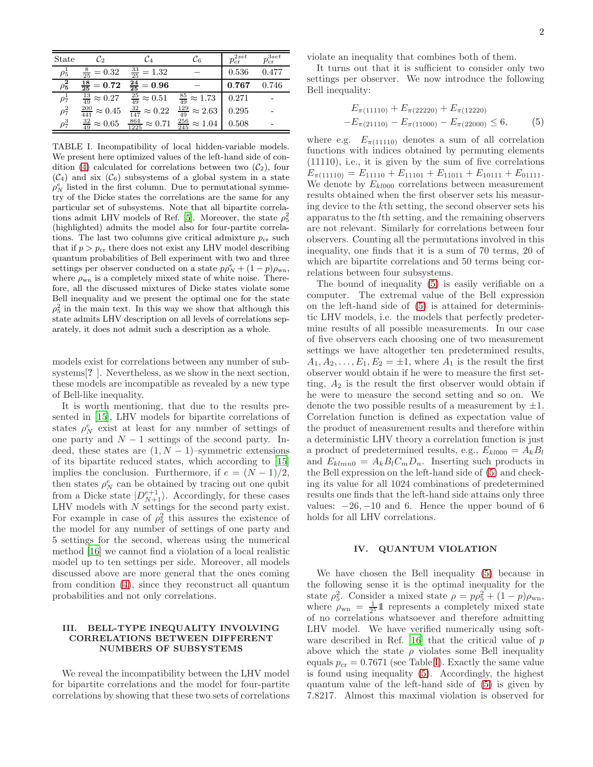| State | $\mathcal{C}_2$ | $\mathcal{C}_4$ | $\mathcal{C}_6$ | $p_{\rm cr}^{2set}$ | $p_{\rm cr}^{3set}$ |
|---|---|---|---|---|---|
| $\rho_5^1$ | $\frac{8}{25}=0.32$ | $\frac{33}{25}=1.32$ | $-$ | 0.536 | 0.477 |
| $\boldsymbol{\rho_5^2}$ | $\boldsymbol{\frac{18}{25}=0.72}$ | $\boldsymbol{\frac{24}{25}=0.96}$ | $-$ | **0.767** | 0.746 |
| $\rho_7^1$ | $\frac{13}{49}\approx 0.27$ | $\frac{25}{49}\approx 0.51$ | $\frac{85}{49}\approx 1.73$ | 0.271 | - |
| $\rho_7^2$ | $\frac{200}{441}\approx 0.45$ | $\frac{32}{147}\approx 0.22$ | $\frac{129}{49}\approx 2.63$ | 0.295 | - |
| $\rho_7^3$ | $\frac{32}{49}\approx 0.65$ | $\frac{864}{1225}\approx 0.71$ | $\frac{256}{245}\approx 1.04$ | 0.508 | - |

TABLE I. Incompatibility of local hidden-variable models. We present here optimized values of the left-hand side of condition (4) calculated for correlations between two ($\mathcal{C}_2$), four ($\mathcal{C}_4$) and six ($\mathcal{C}_6$) subsystems of a global system in a state $\rho_N^e$ listed in the first column. Due to permutational symmetry of the Dicke states the correlations are the same for any particular set of subsystems. Note that all bipartite correlations admit LHV models of Ref. [5]. Moreover, the state $\rho_5^2$ (highlighted) admits the model also for four-partite correlations. The last two columns give critical admixture $p_{\rm cr}$ such that if $p>p_{\rm cr}$ there does not exist any LHV model describing quantum probabilities of Bell experiment with two and three settings per observer conducted on a state $p\rho_N^e+(1-p)\rho_{\rm wn}$, where $\rho_{\rm wn}$ is a completely mixed state of white noise. Therefore, all the discussed mixtures of Dicke states violate some Bell inequality and we present the optimal one for the state $\rho_5^2$ in the main text. In this way we show that although this state admits LHV description on all levels of correlations separately, it does not admit such a description as a whole.

models exist for correlations between any number of subsystems[? ]. Nevertheless, as we show in the next section, these models are incompatible as revealed by a new type of Bell-like inequality.

It is worth mentioning, that due to the results presented in [15], LHV models for bipartite correlations of states $\rho_N^e$ exist at least for any number of settings of one party and $N-1$ settings of the second party. Indeed, these states are $(1,N-1)$–symmetric extensions of its bipartite reduced states, which according to [15] implies the conclusion. Furthermore, if $e=(N-1)/2$, then states $\rho_N^e$ can be obtained by tracing out one qubit from a Dicke state $|D_{N+1}^{e+1}\rangle$. Accordingly, for these cases LHV models with $N$ settings for the second party exist. For example in case of $\rho_5^2$ this assures the existence of the model for any number of settings of one party and 5 settings for the second, whereas using the numerical method [16] we cannot find a violation of a local realistic model up to ten settings per side. Moreover, all models discussed above are more general that the ones coming from condition (4), since they reconstruct all quantum probabilities and not only correlations.

## III. BELL-TYPE INEQUALITY INVOLVING CORRELATIONS BETWEEN DIFFERENT NUMBERS OF SUBSYSTEMS

We reveal the incompatibility between the LHV model for bipartite correlations and the model for four-partite correlations by showing that these two sets of correlations violate an inequality that combines both of them.

It turns out that it is sufficient to consider only two settings per observer. We now introduce the following Bell inequality:

$$
\begin{aligned}
&E_{\pi(11110)}+E_{\pi(22220)}+E_{\pi(12220)}\\
&-E_{\pi(21110)}-E_{\pi(11000)}-E_{\pi(22000)}\leq 6,
\end{aligned}
\tag{5}
$$

where e.g. $E_{\pi(11110)}$ denotes a sum of all correlation functions with indices obtained by permuting elements (11110), i.e., it is given by the sum of five correlations $E_{\pi(11110)}=E_{11110}+E_{11101}+E_{11011}+E_{10111}+E_{01111}$. We denote by $E_{kl000}$ correlations between measurement results obtained when the first observer sets his measuring device to the $k$th setting, the second observer sets his apparatus to the $l$th setting, and the remaining observers are not relevant. Similarly for correlations between four observers. Counting all the permutations involved in this inequality, one finds that it is a sum of 70 terms, 20 of which are bipartite correlations and 50 terms being correlations between four subsystems.

The bound of inequality (5) is easily verifiable on a computer. The extremal value of the Bell expression on the left-hand side of (5) is attained for deterministic LHV models, i.e. the models that perfectly predetermine results of all possible measurements. In our case of five observers each choosing one of two measurement settings we have altogether ten predetermined results, $A_1,A_2,\dots,E_1,E_2=\pm 1$, where $A_1$ is the result the first observer would obtain if he were to measure the first setting, $A_2$ is the result the first observer would obtain if he were to measure the second setting and so on. We denote the two possible results of a measurement by $\pm 1$. Correlation function is defined as expectation value of the product of measurement results and therefore within a deterministic LHV theory a correlation function is just a product of predetermined results, e.g., $E_{kl000}=A_kB_l$ and $E_{klmn0}=A_kB_lC_mD_n$. Inserting such products in the Bell expression on the left-hand side of (5) and checking its value for all 1024 combinations of predetermined results one finds that the left-hand side attains only three values: $-26,-10$ and 6. Hence the upper bound of 6 holds for all LHV correlations.

## IV. QUANTUM VIOLATION

We have chosen the Bell inequality (5) because in the following sense it is the optimal inequality for the state $\rho_5^2$. Consider a mixed state $\rho=p\rho_5^2+(1-p)\rho_{\rm wn}$, where $\rho_{\rm wn}=\frac{1}{2^5}\mathbb{1}$ represents a completely mixed state of no correlations whatsoever and therefore admitting LHV model. We have verified numerically using software described in Ref. [16] that the critical value of $p$ above which the state $\rho$ violates some Bell inequality equals $p_{\rm cr}=0.7671$ (see Table I). Exactly the same value is found using inequality (5). Accordingly, the highest quantum value of the left-hand side of (5) is given by 7.8217. Almost this maximal violation is observed for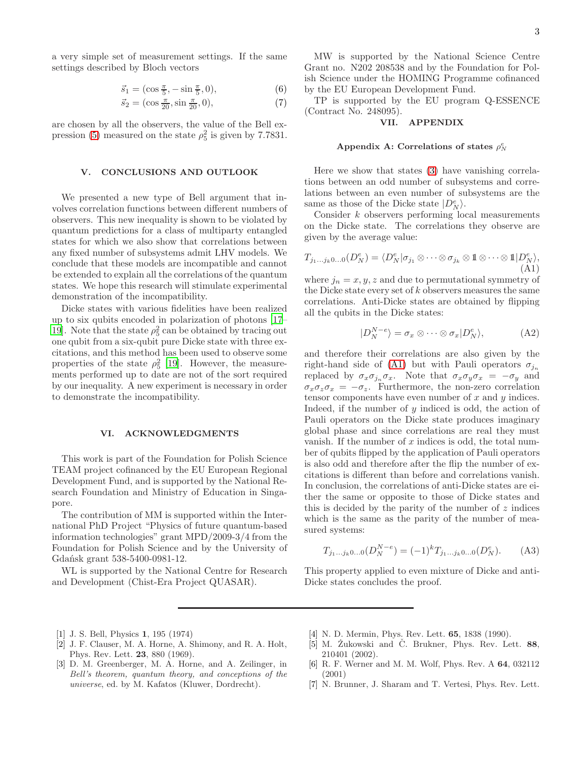a very simple set of measurement settings. If the same settings described by Bloch vectors

$$\vec{s}_1 = (\cos\tfrac{\pi}{5}, -\sin\tfrac{\pi}{5}, 0), \tag{6}$$

$$\vec{s}_2 = (\cos\tfrac{\pi}{20}, \sin\tfrac{\pi}{20}, 0), \tag{7}$$

are chosen by all the observers, the value of the Bell expression (5) measured on the state $\rho_5^2$ is given by 7.7831.

## V. CONCLUSIONS AND OUTLOOK

We presented a new type of Bell argument that involves correlation functions between different numbers of observers. This new inequality is shown to be violated by quantum predictions for a class of multiparty entangled states for which we also show that correlations between any fixed number of subsystems admit LHV models. We conclude that these models are incompatible and cannot be extended to explain all the correlations of the quantum states. We hope this research will stimulate experimental demonstration of the incompatibility.

Dicke states with various fidelities have been realized up to six qubits encoded in polarization of photons [17–19]. Note that the state $\rho_5^2$ can be obtained by tracing out one qubit from a six-qubit pure Dicke state with three excitations, and this method has been used to observe some properties of the state $\rho_5^2$ [19]. However, the measurements performed up to date are not of the sort required by our inequality. A new experiment is necessary in order to demonstrate the incompatibility.

## VI. ACKNOWLEDGMENTS

This work is part of the Foundation for Polish Science TEAM project cofinanced by the EU European Regional Development Fund, and is supported by the National Research Foundation and Ministry of Education in Singapore.

The contribution of MM is supported within the International PhD Project "Physics of future quantum-based information technologies" grant MPD/2009-3/4 from the Foundation for Polish Science and by the University of Gdańsk grant 538-5400-0981-12.

WL is supported by the National Centre for Research and Development (Chist-Era Project QUASAR).

MW is supported by the National Science Centre Grant no. N202 208538 and by the Foundation for Polish Science under the HOMING Programme cofinanced by the EU European Development Fund.

TP is supported by the EU program Q-ESSENCE (Contract No. 248095).

## VII. APPENDIX

### Appendix A: Correlations of states $\rho_N^e$

Here we show that states (3) have vanishing correlations between an odd number of subsystems and correlations between an even number of subsystems are the same as those of the Dicke state $|D_N^e\rangle$.

Consider $k$ observers performing local measurements on the Dicke state. The correlations they observe are given by the average value:

$$T_{j_1 \dots j_k 0 \dots 0}(D_N^e) = \langle D_N^e | \sigma_{j_1} \otimes \dots \otimes \sigma_{j_k} \otimes \mathbb{1} \otimes \dots \otimes \mathbb{1} | D_N^e \rangle, \tag{A1}$$

where $j_n = x, y, z$ and due to permutational symmetry of the Dicke state every set of $k$ observers measures the same correlations. Anti-Dicke states are obtained by flipping all the qubits in the Dicke states:

$$|D_N^{N-e}\rangle = \sigma_x \otimes \dots \otimes \sigma_x |D_N^e\rangle, \tag{A2}$$

and therefore their correlations are also given by the right-hand side of (A1) but with Pauli operators $\sigma_{j_n}$ replaced by $\sigma_x \sigma_{j_n} \sigma_x$. Note that $\sigma_x \sigma_y \sigma_x = -\sigma_y$ and $\sigma_x \sigma_z \sigma_x = -\sigma_z$. Furthermore, the non-zero correlation tensor components have even number of $x$ and $y$ indices. Indeed, if the number of $y$ indiced is odd, the action of Pauli operators on the Dicke state produces imaginary global phase and since correlations are real they must vanish. If the number of $x$ indices is odd, the total number of qubits flipped by the application of Pauli operators is also odd and therefore after the flip the number of excitations is different than before and correlations vanish. In conclusion, the correlations of anti-Dicke states are either the same or opposite to those of Dicke states and this is decided by the parity of the number of $z$ indices which is the same as the parity of the number of measured systems:

$$T_{j_1 \dots j_k 0 \dots 0}(D_N^{N-e}) = (-1)^k T_{j_1 \dots j_k 0 \dots 0}(D_N^e). \tag{A3}$$

This property applied to even mixture of Dicke and anti-Dicke states concludes the proof.

---

[1] J. S. Bell, Physics **1**, 195 (1974)

[2] J. F. Clauser, M. A. Horne, A. Shimony, and R. A. Holt, Phys. Rev. Lett. **23**, 880 (1969).

[3] D. M. Greenberger, M. A. Horne, and A. Zeilinger, in *Bell's theorem, quantum theory, and conceptions of the universe*, ed. by M. Kafatos (Kluwer, Dordrecht).

[4] N. D. Mermin, Phys. Rev. Lett. **65**, 1838 (1990).

[5] M. Żukowski and Č. Brukner, Phys. Rev. Lett. **88**, 210401 (2002).

[6] R. F. Werner and M. M. Wolf, Phys. Rev. A **64**, 032112 (2001)

[7] N. Brunner, J. Sharam and T. Vertesi, Phys. Rev. Lett.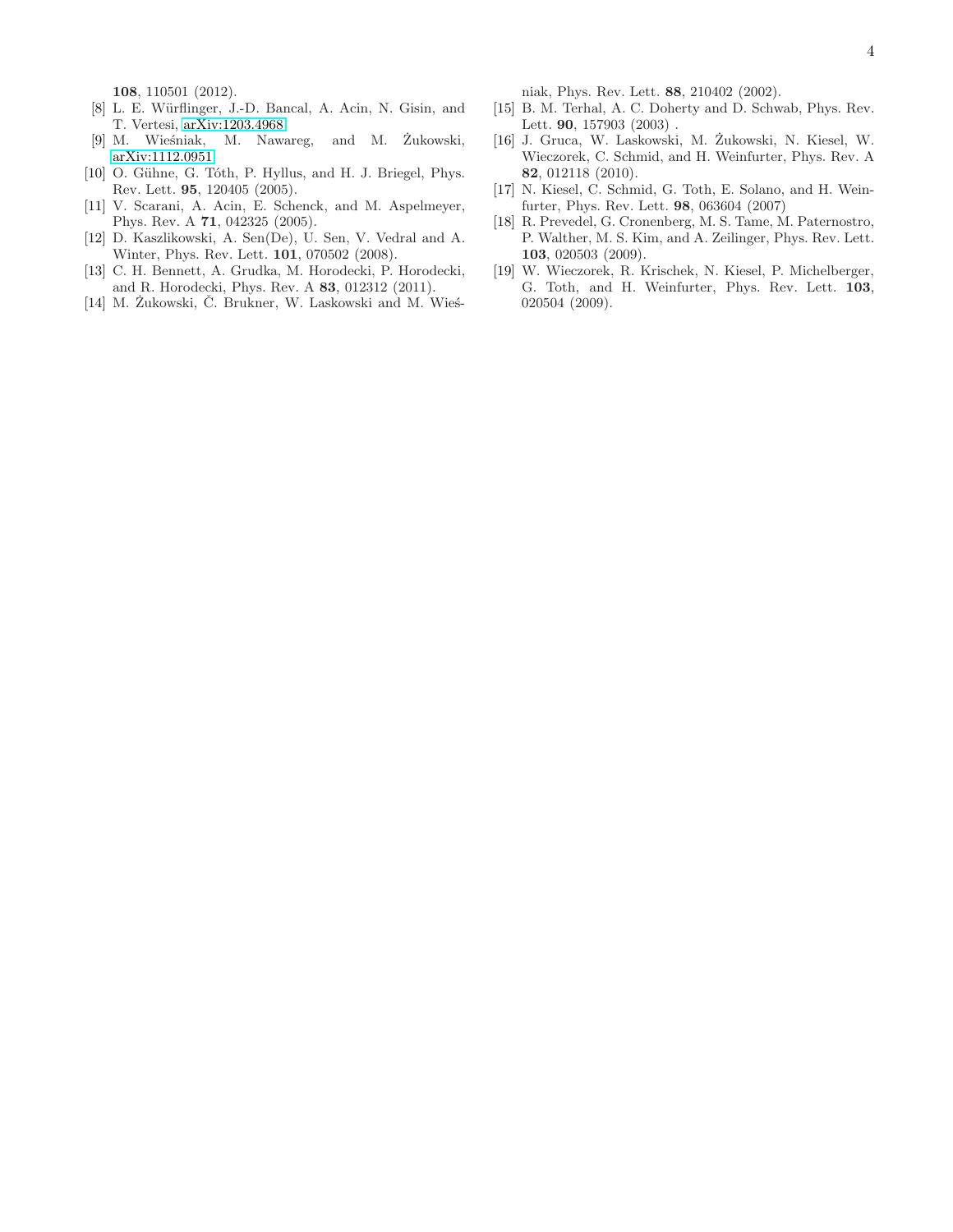108, 110501 (2012).

[8] L. E. Würflinger, J.-D. Bancal, A. Acin, N. Gisin, and T. Vertesi, arXiv:1203.4968

[9] M. Wieśniak, M. Nawareg, and M. Żukowski, arXiv:1112.0951

[10] O. Gühne, G. Tóth, P. Hyllus, and H. J. Briegel, Phys. Rev. Lett. **95**, 120405 (2005).

[11] V. Scarani, A. Acin, E. Schenck, and M. Aspelmeyer, Phys. Rev. A **71**, 042325 (2005).

[12] D. Kaszlikowski, A. Sen(De), U. Sen, V. Vedral and A. Winter, Phys. Rev. Lett. **101**, 070502 (2008).

[13] C. H. Bennett, A. Grudka, M. Horodecki, P. Horodecki, and R. Horodecki, Phys. Rev. A **83**, 012312 (2011).

[14] M. Żukowski, Č. Brukner, W. Laskowski and M. Wieśniak, Phys. Rev. Lett. **88**, 210402 (2002).

[15] B. M. Terhal, A. C. Doherty and D. Schwab, Phys. Rev. Lett. **90**, 157903 (2003) .

[16] J. Gruca, W. Laskowski, M. Żukowski, N. Kiesel, W. Wieczorek, C. Schmid, and H. Weinfurter, Phys. Rev. A **82**, 012118 (2010).

[17] N. Kiesel, C. Schmid, G. Toth, E. Solano, and H. Weinfurter, Phys. Rev. Lett. **98**, 063604 (2007)

[18] R. Prevedel, G. Cronenberg, M. S. Tame, M. Paternostro, P. Walther, M. S. Kim, and A. Zeilinger, Phys. Rev. Lett. **103**, 020503 (2009).

[19] W. Wieczorek, R. Krischek, N. Kiesel, P. Michelberger, G. Toth, and H. Weinfurter, Phys. Rev. Lett. **103**, 020504 (2009).